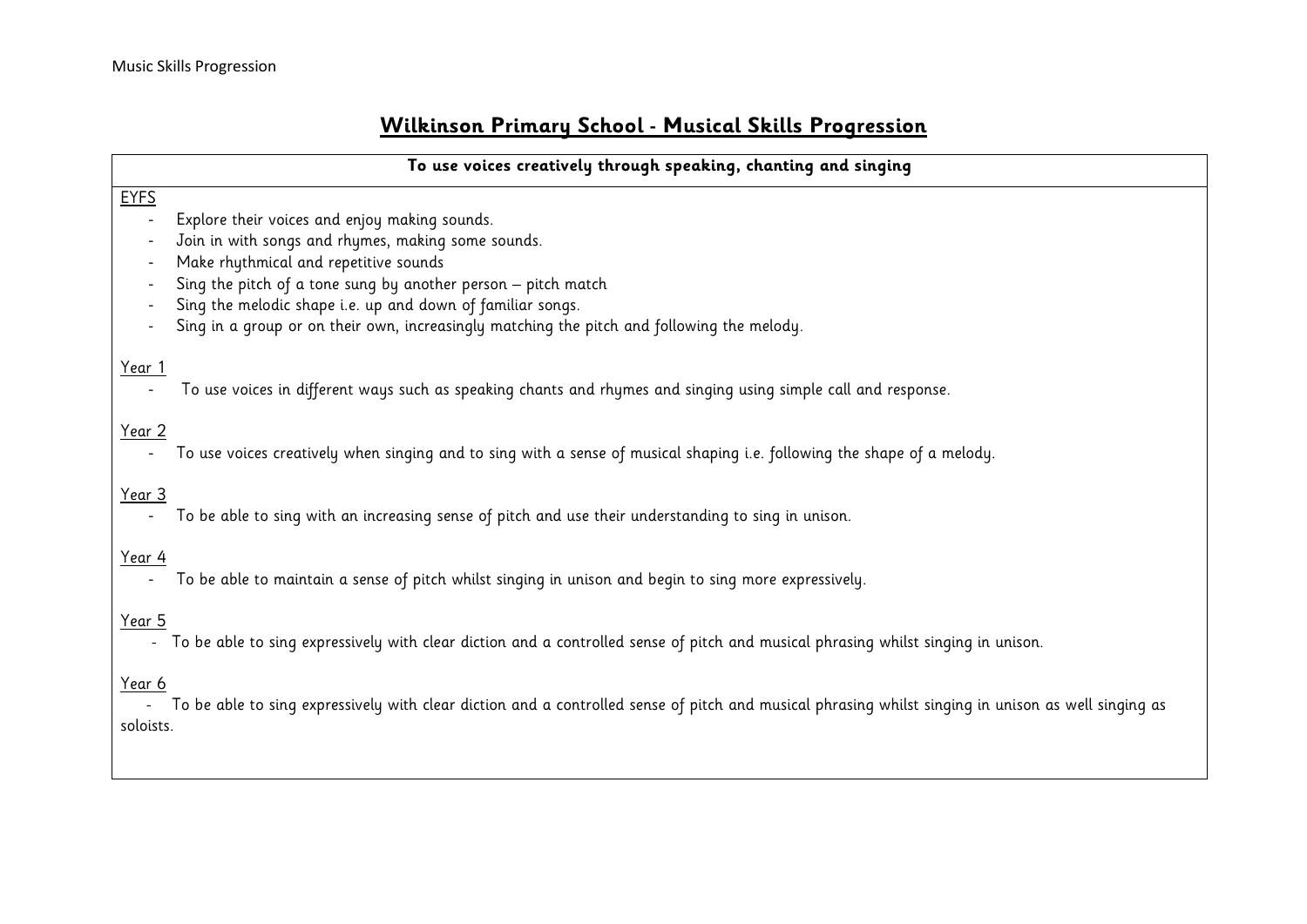# Wilkinson Primary School - Musical Skills Progression

**To use voices creatively through speaking, chanting and singing**

EYFS

- Explore their voices and enjoy making sounds.
- Join in with songs and rhymes, making some sounds.
- Make rhythmical and repetitive sounds
- Sing the pitch of a tone sung by another person – pitch match
- Sing the melodic shape i.e. up and down of familiar songs.
- Sing in a group or on their own, increasingly matching the pitch and following the melody.

Year 1

- To use voices in different ways such as speaking chants and rhymes and singing using simple call and response.

Year 2

- To use voices creatively when singing and to sing with a sense of musical shaping i.e. following the shape of a melody.

Year 3

- To be able to sing with an increasing sense of pitch and use their understanding to sing in unison.

Year 4

- To be able to maintain a sense of pitch whilst singing in unison and begin to sing more expressively.

Year 5

- To be able to sing expressively with clear diction and a controlled sense of pitch and musical phrasing whilst singing in unison.

Year 6

- To be able to sing expressively with clear diction and a controlled sense of pitch and musical phrasing whilst singing in unison as well singing as soloists.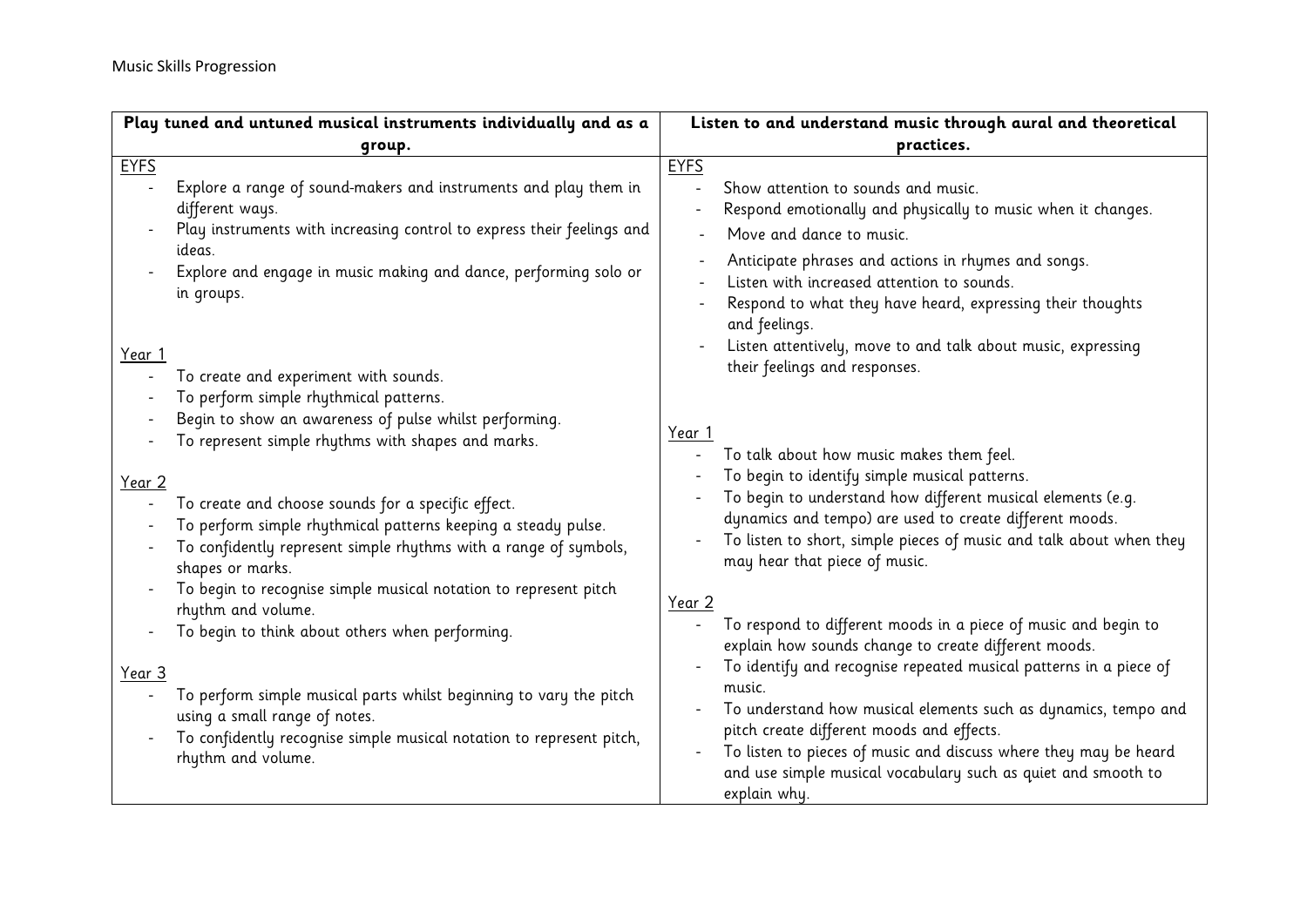Music Skills Progression

| Play tuned and untuned musical instruments individually and as a group. | Listen to and understand music through aural and theoretical practices. |
|---|---|
| <u>EYFS</u><br>- Explore a range of sound-makers and instruments and play them in different ways.<br>- Play instruments with increasing control to express their feelings and ideas.<br>- Explore and engage in music making and dance, performing solo or in groups.<br><br><u>Year 1</u><br>- To create and experiment with sounds.<br>- To perform simple rhythmical patterns.<br>- Begin to show an awareness of pulse whilst performing.<br>- To represent simple rhythms with shapes and marks.<br><br><u>Year 2</u><br>- To create and choose sounds for a specific effect.<br>- To perform simple rhythmical patterns keeping a steady pulse.<br>- To confidently represent simple rhythms with a range of symbols, shapes or marks.<br>- To begin to recognise simple musical notation to represent pitch rhythm and volume.<br>- To begin to think about others when performing.<br><br><u>Year 3</u><br>- To perform simple musical parts whilst beginning to vary the pitch using a small range of notes.<br>- To confidently recognise simple musical notation to represent pitch, rhythm and volume. | <u>EYFS</u><br>- Show attention to sounds and music.<br>- Respond emotionally and physically to music when it changes.<br>- Move and dance to music.<br>- Anticipate phrases and actions in rhymes and songs.<br>- Listen with increased attention to sounds.<br>- Respond to what they have heard, expressing their thoughts and feelings.<br>- Listen attentively, move to and talk about music, expressing their feelings and responses.<br><br><u>Year 1</u><br>- To talk about how music makes them feel.<br>- To begin to identify simple musical patterns.<br>- To begin to understand how different musical elements (e.g. dynamics and tempo) are used to create different moods.<br>- To listen to short, simple pieces of music and talk about when they may hear that piece of music.<br><br><u>Year 2</u><br>- To respond to different moods in a piece of music and begin to explain how sounds change to create different moods.<br>- To identify and recognise repeated musical patterns in a piece of music.<br>- To understand how musical elements such as dynamics, tempo and pitch create different moods and effects.<br>- To listen to pieces of music and discuss where they may be heard and use simple musical vocabulary such as quiet and smooth to explain why. |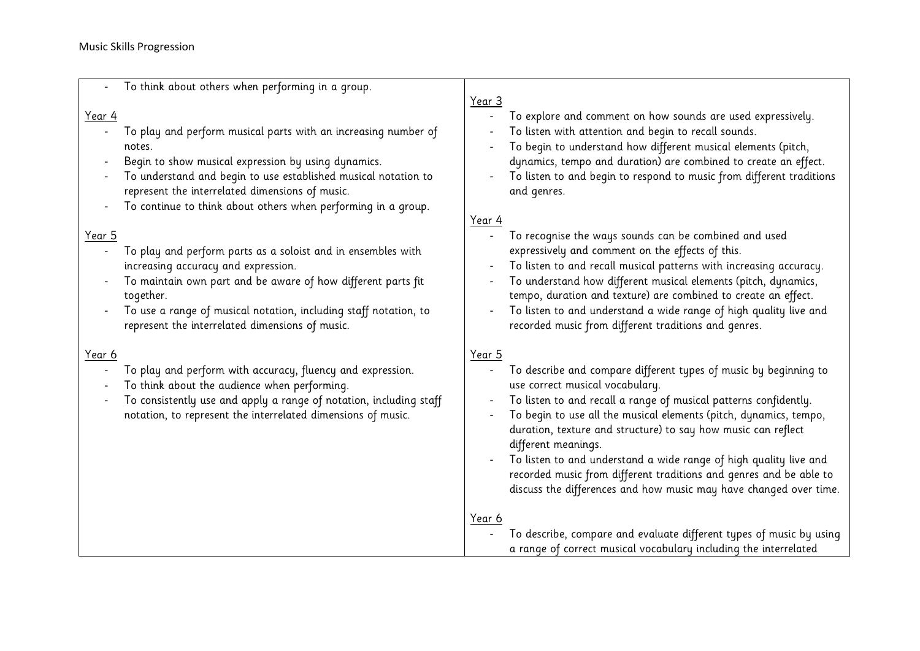| | |
|---|---|
| - To think about others when performing in a group.<br><br>Year 4<br>- To play and perform musical parts with an increasing number of notes.<br>- Begin to show musical expression by using dynamics.<br>- To understand and begin to use established musical notation to represent the interrelated dimensions of music.<br>- To continue to think about others when performing in a group.<br><br>Year 5<br>- To play and perform parts as a soloist and in ensembles with increasing accuracy and expression.<br>- To maintain own part and be aware of how different parts fit together.<br>- To use a range of musical notation, including staff notation, to represent the interrelated dimensions of music.<br><br>Year 6<br>- To play and perform with accuracy, fluency and expression.<br>- To think about the audience when performing.<br>- To consistently use and apply a range of notation, including staff notation, to represent the interrelated dimensions of music. | Year 3<br>- To explore and comment on how sounds are used expressively.<br>- To listen with attention and begin to recall sounds.<br>- To begin to understand how different musical elements (pitch, dynamics, tempo and duration) are combined to create an effect.<br>- To listen to and begin to respond to music from different traditions and genres.<br><br>Year 4<br>- To recognise the ways sounds can be combined and used expressively and comment on the effects of this.<br>- To listen to and recall musical patterns with increasing accuracy.<br>- To understand how different musical elements (pitch, dynamics, tempo, duration and texture) are combined to create an effect.<br>- To listen to and understand a wide range of high quality live and recorded music from different traditions and genres.<br><br>Year 5<br>- To describe and compare different types of music by beginning to use correct musical vocabulary.<br>- To listen to and recall a range of musical patterns confidently.<br>- To begin to use all the musical elements (pitch, dynamics, tempo, duration, texture and structure) to say how music can reflect different meanings.<br>- To listen to and understand a wide range of high quality live and recorded music from different traditions and genres and be able to discuss the differences and how music may have changed over time.<br><br>Year 6<br>- To describe, compare and evaluate different types of music by using a range of correct musical vocabulary including the interrelated |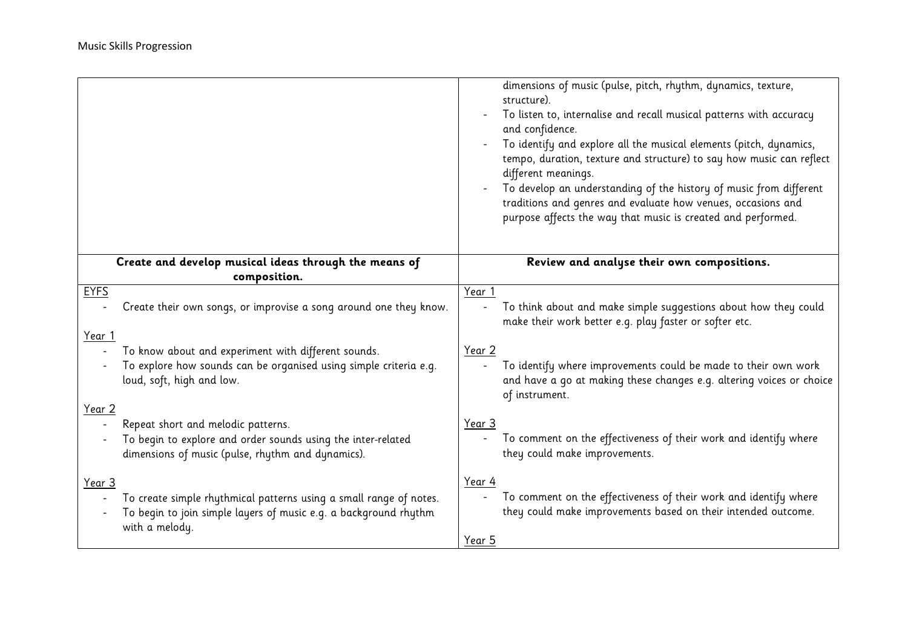| | |
|---|---|
| | dimensions of music (pulse, pitch, rhythm, dynamics, texture, structure).<br>- To listen to, internalise and recall musical patterns with accuracy and confidence.<br>- To identify and explore all the musical elements (pitch, dynamics, tempo, duration, texture and structure) to say how music can reflect different meanings.<br>- To develop an understanding of the history of music from different traditions and genres and evaluate how venues, occasions and purpose affects the way that music is created and performed. |
| **Create and develop musical ideas through the means of composition.** | **Review and analyse their own compositions.** |
| <u>EYFS</u><br>- Create their own songs, or improvise a song around one they know.<br><br><u>Year 1</u><br>- To know about and experiment with different sounds.<br>- To explore how sounds can be organised using simple criteria e.g. loud, soft, high and low.<br><br><u>Year 2</u><br>- Repeat short and melodic patterns.<br>- To begin to explore and order sounds using the inter-related dimensions of music (pulse, rhythm and dynamics).<br><br><u>Year 3</u><br>- To create simple rhythmical patterns using a small range of notes.<br>- To begin to join simple layers of music e.g. a background rhythm with a melody. | <u>Year 1</u><br>- To think about and make simple suggestions about how they could make their work better e.g. play faster or softer etc.<br><br><u>Year 2</u><br>- To identify where improvements could be made to their own work and have a go at making these changes e.g. altering voices or choice of instrument.<br><br><u>Year 3</u><br>- To comment on the effectiveness of their work and identify where they could make improvements.<br><br><u>Year 4</u><br>- To comment on the effectiveness of their work and identify where they could make improvements based on their intended outcome.<br><br><u>Year 5</u> |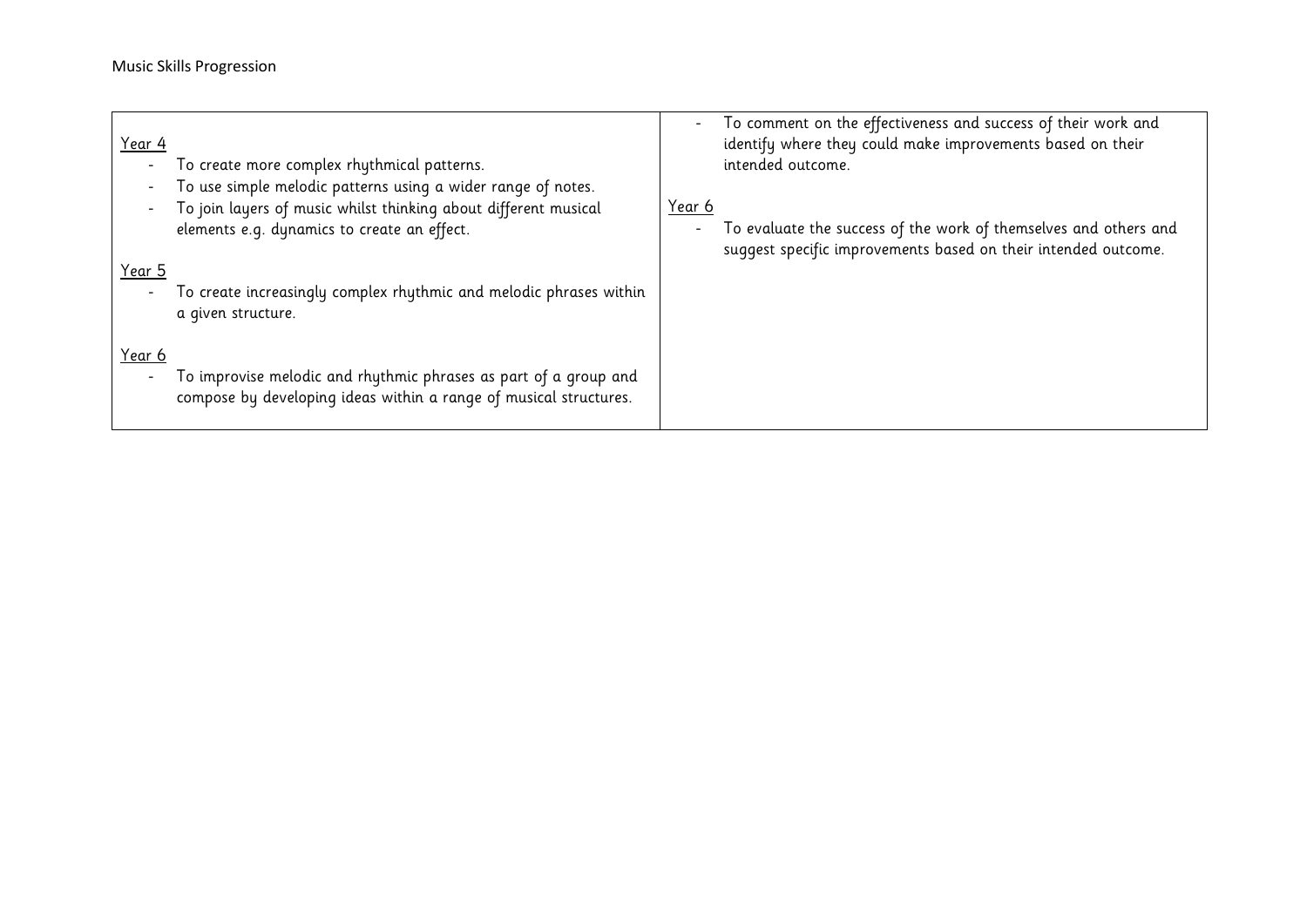Music Skills Progression

| | |
|---|---|
| <u>Year 4</u><br>- To create more complex rhythmical patterns.<br>- To use simple melodic patterns using a wider range of notes.<br>- To join layers of music whilst thinking about different musical elements e.g. dynamics to create an effect.<br><br><u>Year 5</u><br>- To create increasingly complex rhythmic and melodic phrases within a given structure.<br><br><u>Year 6</u><br>- To improvise melodic and rhythmic phrases as part of a group and compose by developing ideas within a range of musical structures. | - To comment on the effectiveness and success of their work and identify where they could make improvements based on their intended outcome.<br><br><u>Year 6</u><br>- To evaluate the success of the work of themselves and others and suggest specific improvements based on their intended outcome. |